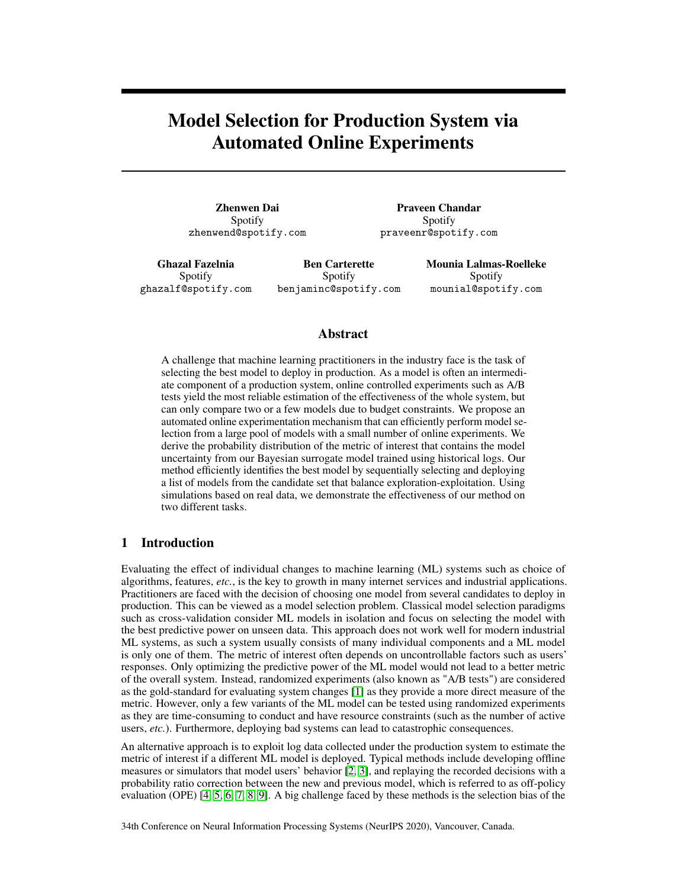# Model Selection for Production System via Automated Online Experiments

**Zhenwen Dai**
Spotify
zhenwend@spotify.com

**Praveen Chandar**
Spotify
praveenr@spotify.com

**Ghazal Fazelnia**
Spotify
ghazalf@spotify.com

**Ben Carterette**
Spotify
benjaminc@spotify.com

**Mounia Lalmas-Roelleke**
Spotify
mounial@spotify.com

## Abstract

A challenge that machine learning practitioners in the industry face is the task of selecting the best model to deploy in production. As a model is often an intermediate component of a production system, online controlled experiments such as A/B tests yield the most reliable estimation of the effectiveness of the whole system, but can only compare two or a few models due to budget constraints. We propose an automated online experimentation mechanism that can efficiently perform model selection from a large pool of models with a small number of online experiments. We derive the probability distribution of the metric of interest that contains the model uncertainty from our Bayesian surrogate model trained using historical logs. Our method efficiently identifies the best model by sequentially selecting and deploying a list of models from the candidate set that balance exploration-exploitation. Using simulations based on real data, we demonstrate the effectiveness of our method on two different tasks.

## 1 Introduction

Evaluating the effect of individual changes to machine learning (ML) systems such as choice of algorithms, features, *etc.*, is the key to growth in many internet services and industrial applications. Practitioners are faced with the decision of choosing one model from several candidates to deploy in production. This can be viewed as a model selection problem. Classical model selection paradigms such as cross-validation consider ML models in isolation and focus on selecting the model with the best predictive power on unseen data. This approach does not work well for modern industrial ML systems, as such a system usually consists of many individual components and a ML model is only one of them. The metric of interest often depends on uncontrollable factors such as users' responses. Only optimizing the predictive power of the ML model would not lead to a better metric of the overall system. Instead, randomized experiments (also known as "A/B tests") are considered as the gold-standard for evaluating system changes [1] as they provide a more direct measure of the metric. However, only a few variants of the ML model can be tested using randomized experiments as they are time-consuming to conduct and have resource constraints (such as the number of active users, *etc.*). Furthermore, deploying bad systems can lead to catastrophic consequences.

An alternative approach is to exploit log data collected under the production system to estimate the metric of interest if a different ML model is deployed. Typical methods include developing offline measures or simulators that model users' behavior [2, 3], and replaying the recorded decisions with a probability ratio correction between the new and previous model, which is referred to as off-policy evaluation (OPE) [4, 5, 6, 7, 8, 9]. A big challenge faced by these methods is the selection bias of the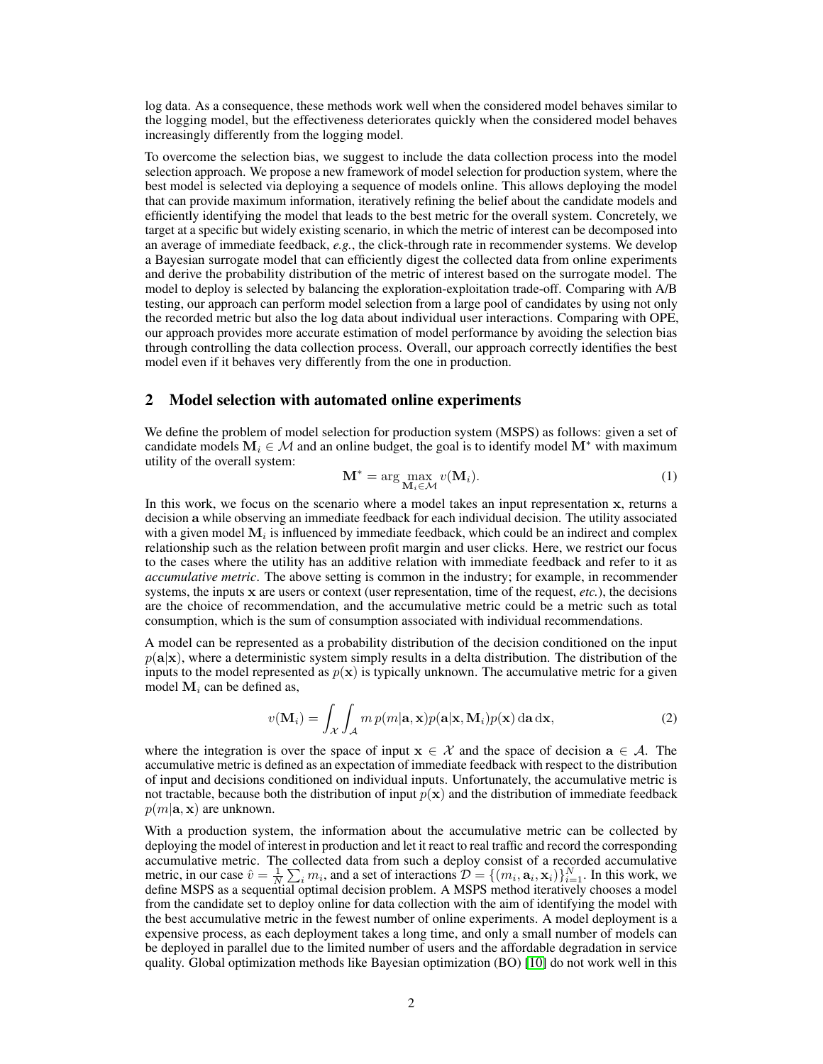log data. As a consequence, these methods work well when the considered model behaves similar to the logging model, but the effectiveness deteriorates quickly when the considered model behaves increasingly differently from the logging model.

To overcome the selection bias, we suggest to include the data collection process into the model selection approach. We propose a new framework of model selection for production system, where the best model is selected via deploying a sequence of models online. This allows deploying the model that can provide maximum information, iteratively refining the belief about the candidate models and efficiently identifying the model that leads to the best metric for the overall system. Concretely, we target at a specific but widely existing scenario, in which the metric of interest can be decomposed into an average of immediate feedback, *e.g.*, the click-through rate in recommender systems. We develop a Bayesian surrogate model that can efficiently digest the collected data from online experiments and derive the probability distribution of the metric of interest based on the surrogate model. The model to deploy is selected by balancing the exploration-exploitation trade-off. Comparing with A/B testing, our approach can perform model selection from a large pool of candidates by using not only the recorded metric but also the log data about individual user interactions. Comparing with OPE, our approach provides more accurate estimation of model performance by avoiding the selection bias through controlling the data collection process. Overall, our approach correctly identifies the best model even if it behaves very differently from the one in production.

## 2 Model selection with automated online experiments

We define the problem of model selection for production system (MSPS) as follows: given a set of candidate models $\mathbf{M}_i \in \mathcal{M}$ and an online budget, the goal is to identify model $\mathbf{M}^*$ with maximum utility of the overall system:

$$\mathbf{M}^* = \arg\max_{\mathbf{M}_i \in \mathcal{M}} v(\mathbf{M}_i). \tag{1}$$

In this work, we focus on the scenario where a model takes an input representation $\mathbf{x}$, returns a decision $\mathbf{a}$ while observing an immediate feedback for each individual decision. The utility associated with a given model $\mathbf{M}_i$ is influenced by immediate feedback, which could be an indirect and complex relationship such as the relation between profit margin and user clicks. Here, we restrict our focus to the cases where the utility has an additive relation with immediate feedback and refer to it as *accumulative metric*. The above setting is common in the industry; for example, in recommender systems, the inputs $\mathbf{x}$ are users or context (user representation, time of the request, *etc.*), the decisions are the choice of recommendation, and the accumulative metric could be a metric such as total consumption, which is the sum of consumption associated with individual recommendations.

A model can be represented as a probability distribution of the decision conditioned on the input $p(\mathbf{a}|\mathbf{x})$, where a deterministic system simply results in a delta distribution. The distribution of the inputs to the model represented as $p(\mathbf{x})$ is typically unknown. The accumulative metric for a given model $\mathbf{M}_i$ can be defined as,

$$v(\mathbf{M}_i) = \int_{\mathcal{X}} \int_{\mathcal{A}} m \, p(m|\mathbf{a}, \mathbf{x}) p(\mathbf{a}|\mathbf{x}, \mathbf{M}_i) p(\mathbf{x}) \, \mathrm{d}\mathbf{a} \, \mathrm{d}\mathbf{x}, \tag{2}$$

where the integration is over the space of input $\mathbf{x} \in \mathcal{X}$ and the space of decision $\mathbf{a} \in \mathcal{A}$. The accumulative metric is defined as an expectation of immediate feedback with respect to the distribution of input and decisions conditioned on individual inputs. Unfortunately, the accumulative metric is not tractable, because both the distribution of input $p(\mathbf{x})$ and the distribution of immediate feedback $p(m|\mathbf{a}, \mathbf{x})$ are unknown.

With a production system, the information about the accumulative metric can be collected by deploying the model of interest in production and let it react to real traffic and record the corresponding accumulative metric. The collected data from such a deploy consist of a recorded accumulative metric, in our case $\hat{v} = \frac{1}{N} \sum_i m_i$, and a set of interactions $\mathcal{D} = \{(m_i, \mathbf{a}_i, \mathbf{x}_i)\}_{i=1}^N$. In this work, we define MSPS as a sequential optimal decision problem. A MSPS method iteratively chooses a model from the candidate set to deploy online for data collection with the aim of identifying the model with the best accumulative metric in the fewest number of online experiments. A model deployment is a expensive process, as each deployment takes a long time, and only a small number of models can be deployed in parallel due to the limited number of users and the affordable degradation in service quality. Global optimization methods like Bayesian optimization (BO) [10] do not work well in this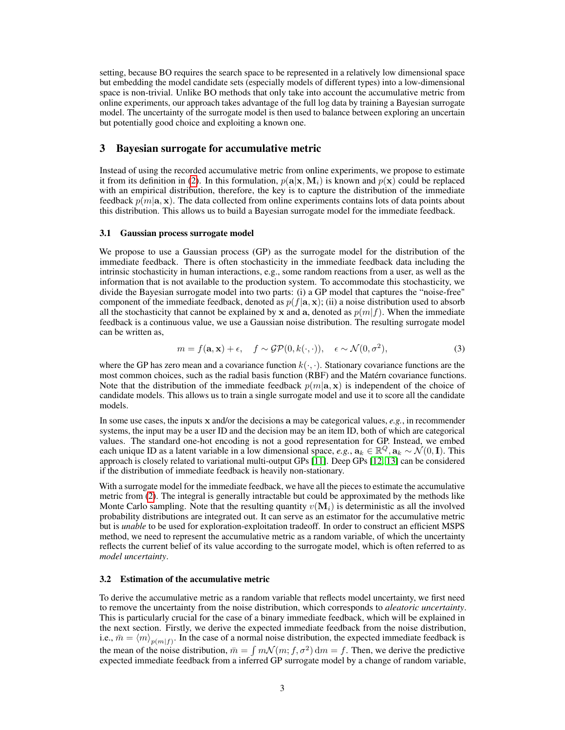setting, because BO requires the search space to be represented in a relatively low dimensional space but embedding the model candidate sets (especially models of different types) into a low-dimensional space is non-trivial. Unlike BO methods that only take into account the accumulative metric from online experiments, our approach takes advantage of the full log data by training a Bayesian surrogate model. The uncertainty of the surrogate model is then used to balance between exploring an uncertain but potentially good choice and exploiting a known one.

## 3 Bayesian surrogate for accumulative metric

Instead of using the recorded accumulative metric from online experiments, we propose to estimate it from its definition in (2). In this formulation, $p(\mathbf{a}|\mathbf{x}, \mathbf{M}_i)$ is known and $p(\mathbf{x})$ could be replaced with an empirical distribution, therefore, the key is to capture the distribution of the immediate feedback $p(m|\mathbf{a}, \mathbf{x})$. The data collected from online experiments contains lots of data points about this distribution. This allows us to build a Bayesian surrogate model for the immediate feedback.

### 3.1 Gaussian process surrogate model

We propose to use a Gaussian process (GP) as the surrogate model for the distribution of the immediate feedback. There is often stochasticity in the immediate feedback data including the intrinsic stochasticity in human interactions, e.g., some random reactions from a user, as well as the information that is not available to the production system. To accommodate this stochasticity, we divide the Bayesian surrogate model into two parts: (i) a GP model that captures the "noise-free" component of the immediate feedback, denoted as $p(f|\mathbf{a}, \mathbf{x})$; (ii) a noise distribution used to absorb all the stochasticity that cannot be explained by $\mathbf{x}$ and $\mathbf{a}$, denoted as $p(m|f)$. When the immediate feedback is a continuous value, we use a Gaussian noise distribution. The resulting surrogate model can be written as,

$$m = f(\mathbf{a}, \mathbf{x}) + \epsilon, \quad f \sim \mathcal{GP}(0, k(\cdot, \cdot)), \quad \epsilon \sim \mathcal{N}(0, \sigma^2), \tag{3}$$

where the GP has zero mean and a covariance function $k(\cdot, \cdot)$. Stationary covariance functions are the most common choices, such as the radial basis function (RBF) and the Matérn covariance functions. Note that the distribution of the immediate feedback $p(m|\mathbf{a}, \mathbf{x})$ is independent of the choice of candidate models. This allows us to train a single surrogate model and use it to score all the candidate models.

In some use cases, the inputs $\mathbf{x}$ and/or the decisions $\mathbf{a}$ may be categorical values, *e.g.*, in recommender systems, the input may be a user ID and the decision may be an item ID, both of which are categorical values. The standard one-hot encoding is not a good representation for GP. Instead, we embed each unique ID as a latent variable in a low dimensional space, *e.g.*, $\mathbf{a}_k \in \mathbb{R}^Q, \mathbf{a}_k \sim \mathcal{N}(0, \mathbf{I})$. This approach is closely related to variational multi-output GPs [11]. Deep GPs [12, 13] can be considered if the distribution of immediate feedback is heavily non-stationary.

With a surrogate model for the immediate feedback, we have all the pieces to estimate the accumulative metric from (2). The integral is generally intractable but could be approximated by the methods like Monte Carlo sampling. Note that the resulting quantity $v(\mathbf{M}_i)$ is deterministic as all the involved probability distributions are integrated out. It can serve as an estimator for the accumulative metric but is *unable* to be used for exploration-exploitation tradeoff. In order to construct an efficient MSPS method, we need to represent the accumulative metric as a random variable, of which the uncertainty reflects the current belief of its value according to the surrogate model, which is often referred to as *model uncertainty*.

### 3.2 Estimation of the accumulative metric

To derive the accumulative metric as a random variable that reflects model uncertainty, we first need to remove the uncertainty from the noise distribution, which corresponds to *aleatoric uncertainty*. This is particularly crucial for the case of a binary immediate feedback, which will be explained in the next section. Firstly, we derive the expected immediate feedback from the noise distribution, i.e., $\bar{m} = \langle m \rangle_{p(m|f)}$. In the case of a normal noise distribution, the expected immediate feedback is the mean of the noise distribution, $\bar{m} = \int m\mathcal{N}(m; f, \sigma^2)\,\mathrm{d}m = f$. Then, we derive the predictive expected immediate feedback from a inferred GP surrogate model by a change of random variable,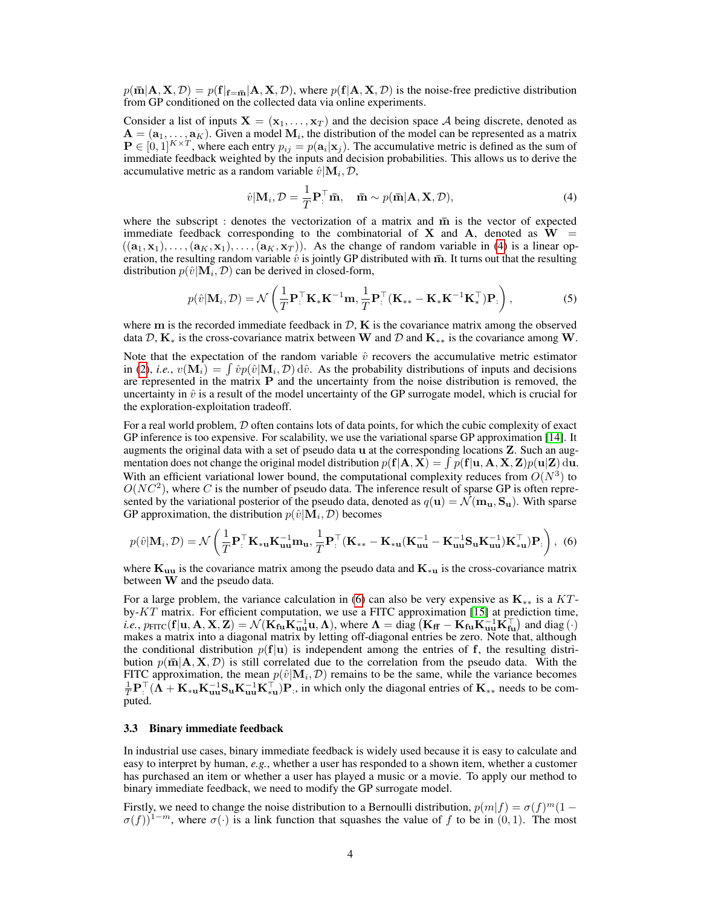$p(\bar{\mathbf{m}}|\mathbf{A}, \mathbf{X}, \mathcal{D}) = p(\mathbf{f}|_{\mathbf{f}=\bar{\mathbf{m}}}|\mathbf{A}, \mathbf{X}, \mathcal{D})$, where $p(\mathbf{f}|\mathbf{A}, \mathbf{X}, \mathcal{D})$ is the noise-free predictive distribution from GP conditioned on the collected data via online experiments.

Consider a list of inputs $\mathbf{X} = (\mathbf{x}_1, \ldots, \mathbf{x}_T)$ and the decision space $\mathcal{A}$ being discrete, denoted as $\mathbf{A} = (\mathbf{a}_1, \ldots, \mathbf{a}_K)$. Given a model $\mathbf{M}_i$, the distribution of the model can be represented as a matrix $\mathbf{P} \in [0, 1]^{K \times T}$, where each entry $p_{ij} = p(\mathbf{a}_i|\mathbf{x}_j)$. The accumulative metric is defined as the sum of immediate feedback weighted by the inputs and decision probabilities. This allows us to derive the accumulative metric as a random variable $\hat{v}|\mathbf{M}_i, \mathcal{D}$,

$$\hat{v}|\mathbf{M}_i, \mathcal{D} = \frac{1}{T}\mathbf{P}_:^\top \bar{\mathbf{m}}, \quad \bar{\mathbf{m}} \sim p(\bar{\mathbf{m}}|\mathbf{A}, \mathbf{X}, \mathcal{D}), \tag{4}$$

where the subscript : denotes the vectorization of a matrix and $\bar{\mathbf{m}}$ is the vector of expected immediate feedback corresponding to the combinatorial of $\mathbf{X}$ and $\mathbf{A}$, denoted as $\mathbf{W} = ((\mathbf{a}_1, \mathbf{x}_1), \ldots, (\mathbf{a}_K, \mathbf{x}_1), \ldots, (\mathbf{a}_K, \mathbf{x}_T))$. As the change of random variable in (4) is a linear operation, the resulting random variable $\hat{v}$ is jointly GP distributed with $\bar{\mathbf{m}}$. It turns out that the resulting distribution $p(\hat{v}|\mathbf{M}_i, \mathcal{D})$ can be derived in closed-form,

$$p(\hat{v}|\mathbf{M}_i, \mathcal{D}) = \mathcal{N}\left(\frac{1}{T}\mathbf{P}_:^\top \mathbf{K}_* \mathbf{K}^{-1}\mathbf{m}, \frac{1}{T}\mathbf{P}_:^\top(\mathbf{K}_{**} - \mathbf{K}_*\mathbf{K}^{-1}\mathbf{K}_*^\top)\mathbf{P}_:\right), \tag{5}$$

where $\mathbf{m}$ is the recorded immediate feedback in $\mathcal{D}$, $\mathbf{K}$ is the covariance matrix among the observed data $\mathcal{D}$, $\mathbf{K}_*$ is the cross-covariance matrix between $\mathbf{W}$ and $\mathcal{D}$ and $\mathbf{K}_{**}$ is the covariance among $\mathbf{W}$.

Note that the expectation of the random variable $\hat{v}$ recovers the accumulative metric estimator in (2), *i.e.*, $v(\mathbf{M}_i) = \int \hat{v} p(\hat{v}|\mathbf{M}_i, \mathcal{D}) \,\mathrm{d}\hat{v}$. As the probability distributions of inputs and decisions are represented in the matrix $\mathbf{P}$ and the uncertainty from the noise distribution is removed, the uncertainty in $\hat{v}$ is a result of the model uncertainty of the GP surrogate model, which is crucial for the exploration-exploitation tradeoff.

For a real world problem, $\mathcal{D}$ often contains lots of data points, for which the cubic complexity of exact GP inference is too expensive. For scalability, we use the variational sparse GP approximation [14]. It augments the original data with a set of pseudo data $\mathbf{u}$ at the corresponding locations $\mathbf{Z}$. Such an augmentation does not change the original model distribution $p(\mathbf{f}|\mathbf{A}, \mathbf{X}) = \int p(\mathbf{f}|\mathbf{u}, \mathbf{A}, \mathbf{X}, \mathbf{Z})p(\mathbf{u}|\mathbf{Z}) \,\mathrm{d}\mathbf{u}$. With an efficient variational lower bound, the computational complexity reduces from $O(N^3)$ to $O(NC^2)$, where $C$ is the number of pseudo data. The inference result of sparse GP is often represented by the variational posterior of the pseudo data, denoted as $q(\mathbf{u}) = \mathcal{N}(\mathbf{m}_\mathbf{u}, \mathbf{S}_\mathbf{u})$. With sparse GP approximation, the distribution $p(\hat{v}|\mathbf{M}_i, \mathcal{D})$ becomes

$$p(\hat{v}|\mathbf{M}_i, \mathcal{D}) = \mathcal{N}\left(\frac{1}{T}\mathbf{P}_:^\top \mathbf{K}_{*\mathbf{u}}\mathbf{K}_{\mathbf{u}\mathbf{u}}^{-1}\mathbf{m}_\mathbf{u}, \frac{1}{T}\mathbf{P}_:^\top(\mathbf{K}_{**} - \mathbf{K}_{*\mathbf{u}}(\mathbf{K}_{\mathbf{u}\mathbf{u}}^{-1} - \mathbf{K}_{\mathbf{u}\mathbf{u}}^{-1}\mathbf{S}_\mathbf{u}\mathbf{K}_{\mathbf{u}\mathbf{u}}^{-1})\mathbf{K}_{*\mathbf{u}}^\top)\mathbf{P}_:\right), \tag{6}$$

where $\mathbf{K}_{\mathbf{u}\mathbf{u}}$ is the covariance matrix among the pseudo data and $\mathbf{K}_{*\mathbf{u}}$ is the cross-covariance matrix between $\mathbf{W}$ and the pseudo data.

For a large problem, the variance calculation in (6) can also be very expensive as $\mathbf{K}_{**}$ is a $KT$-by-$KT$ matrix. For efficient computation, we use a FITC approximation [15] at prediction time, *i.e.*, $p_{\text{FITC}}(\mathbf{f}|\mathbf{u}, \mathbf{A}, \mathbf{X}, \mathbf{Z}) = \mathcal{N}(\mathbf{K}_{\mathbf{f}\mathbf{u}}\mathbf{K}_{\mathbf{u}\mathbf{u}}^{-1}\mathbf{u}, \mathbf{\Lambda})$, where $\mathbf{\Lambda} = \mathrm{diag}\left(\mathbf{K}_{\mathbf{f}\mathbf{f}} - \mathbf{K}_{\mathbf{f}\mathbf{u}}\mathbf{K}_{\mathbf{u}\mathbf{u}}^{-1}\mathbf{K}_{\mathbf{f}\mathbf{u}}^\top\right)$ and $\mathrm{diag}\,(\cdot)$ makes a matrix into a diagonal matrix by letting off-diagonal entries be zero. Note that, although the conditional distribution $p(\mathbf{f}|\mathbf{u})$ is independent among the entries of $\mathbf{f}$, the resulting distribution $p(\bar{\mathbf{m}}|\mathbf{A}, \mathbf{X}, \mathcal{D})$ is still correlated due to the correlation from the pseudo data. With the FITC approximation, the mean $p(\hat{v}|\mathbf{M}_i, \mathcal{D})$ remains to be the same, while the variance becomes $\frac{1}{T}\mathbf{P}_:^\top(\mathbf{\Lambda} + \mathbf{K}_{*\mathbf{u}}\mathbf{K}_{\mathbf{u}\mathbf{u}}^{-1}\mathbf{S}_\mathbf{u}\mathbf{K}_{\mathbf{u}\mathbf{u}}^{-1}\mathbf{K}_{*\mathbf{u}}^\top)\mathbf{P}_:$, in which only the diagonal entries of $\mathbf{K}_{**}$ needs to be computed.

### 3.3 Binary immediate feedback

In industrial use cases, binary immediate feedback is widely used because it is easy to calculate and easy to interpret by human, *e.g.*, whether a user has responded to a shown item, whether a customer has purchased an item or whether a user has played a music or a movie. To apply our method to binary immediate feedback, we need to modify the GP surrogate model.

Firstly, we need to change the noise distribution to a Bernoulli distribution, $p(m|f) = \sigma(f)^m(1 - \sigma(f))^{1-m}$, where $\sigma(\cdot)$ is a link function that squashes the value of $f$ to be in $(0, 1)$. The most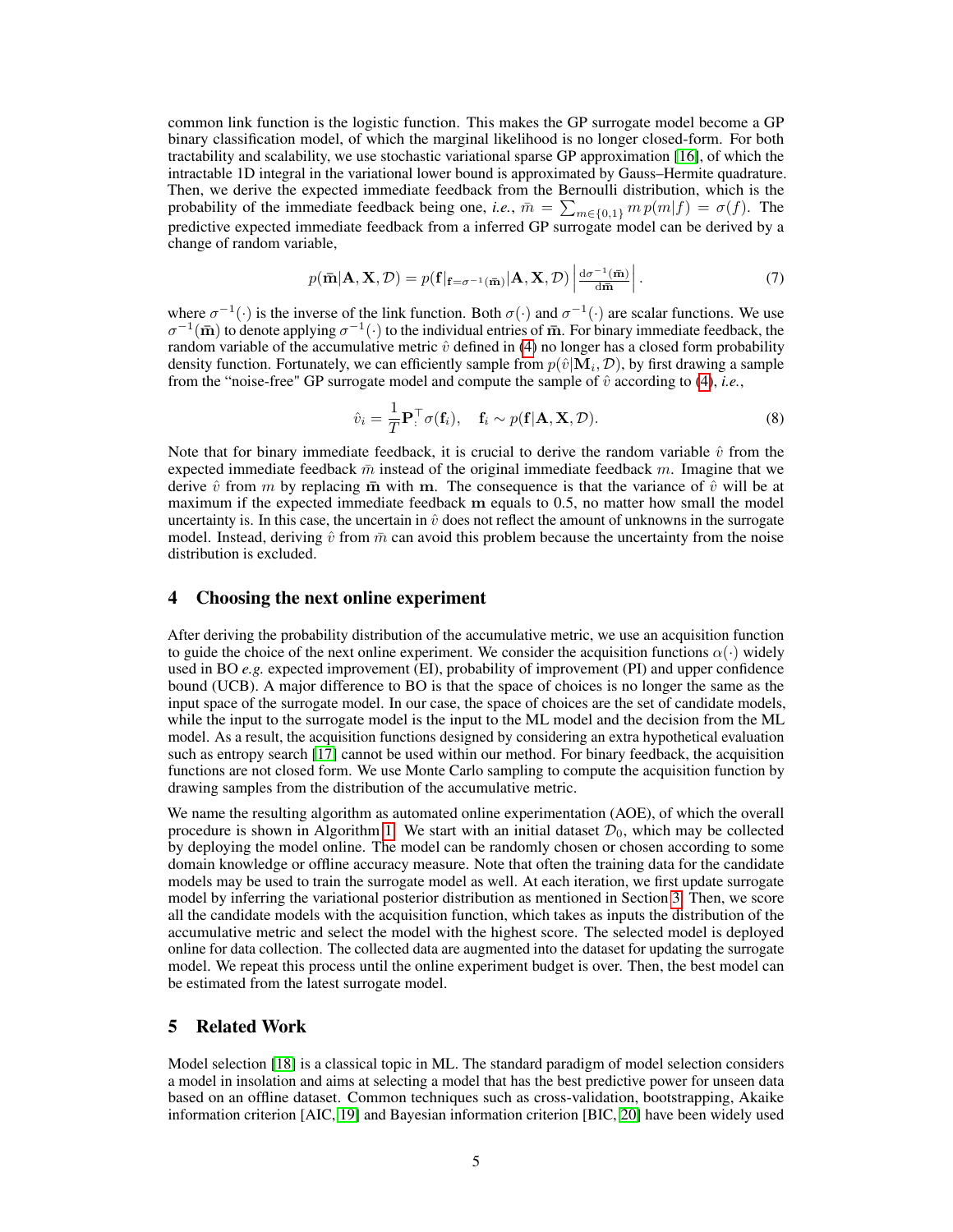common link function is the logistic function. This makes the GP surrogate model become a GP binary classification model, of which the marginal likelihood is no longer closed-form. For both tractability and scalability, we use stochastic variational sparse GP approximation [16], of which the intractable 1D integral in the variational lower bound is approximated by Gauss–Hermite quadrature. Then, we derive the expected immediate feedback from the Bernoulli distribution, which is the probability of the immediate feedback being one, *i.e.*, $\bar{m} = \sum_{m \in \{0,1\}} m \, p(m|f) = \sigma(f)$. The predictive expected immediate feedback from a inferred GP surrogate model can be derived by a change of random variable,

$$p(\bar{\mathbf{m}}|\mathbf{A}, \mathbf{X}, \mathcal{D}) = p(\mathbf{f}|_{\mathbf{f}=\sigma^{-1}(\bar{\mathbf{m}})}|\mathbf{A}, \mathbf{X}, \mathcal{D}) \left| \frac{\mathrm{d}\sigma^{-1}(\bar{\mathbf{m}})}{\mathrm{d}\bar{\mathbf{m}}} \right|. \tag{7}$$

where $\sigma^{-1}(\cdot)$ is the inverse of the link function. Both $\sigma(\cdot)$ and $\sigma^{-1}(\cdot)$ are scalar functions. We use $\sigma^{-1}(\bar{\mathbf{m}})$ to denote applying $\sigma^{-1}(\cdot)$ to the individual entries of $\bar{\mathbf{m}}$. For binary immediate feedback, the random variable of the accumulative metric $\hat{v}$ defined in (4) no longer has a closed form probability density function. Fortunately, we can efficiently sample from $p(\hat{v}|\mathbf{M}_i, \mathcal{D})$, by first drawing a sample from the "noise-free" GP surrogate model and compute the sample of $\hat{v}$ according to (4), *i.e.*,

$$\hat{v}_i = \frac{1}{T} \mathbf{P}_{:}^{\top} \sigma(\mathbf{f}_i), \quad \mathbf{f}_i \sim p(\mathbf{f}|\mathbf{A}, \mathbf{X}, \mathcal{D}). \tag{8}$$

Note that for binary immediate feedback, it is crucial to derive the random variable $\hat{v}$ from the expected immediate feedback $\bar{m}$ instead of the original immediate feedback $m$. Imagine that we derive $\hat{v}$ from $m$ by replacing $\bar{\mathbf{m}}$ with $\mathbf{m}$. The consequence is that the variance of $\hat{v}$ will be at maximum if the expected immediate feedback $\mathbf{m}$ equals to 0.5, no matter how small the model uncertainty is. In this case, the uncertain in $\hat{v}$ does not reflect the amount of unknowns in the surrogate model. Instead, deriving $\hat{v}$ from $\bar{m}$ can avoid this problem because the uncertainty from the noise distribution is excluded.

## 4 Choosing the next online experiment

After deriving the probability distribution of the accumulative metric, we use an acquisition function to guide the choice of the next online experiment. We consider the acquisition functions $\alpha(\cdot)$ widely used in BO *e.g.* expected improvement (EI), probability of improvement (PI) and upper confidence bound (UCB). A major difference to BO is that the space of choices is no longer the same as the input space of the surrogate model. In our case, the space of choices are the set of candidate models, while the input to the surrogate model is the input to the ML model and the decision from the ML model. As a result, the acquisition functions designed by considering an extra hypothetical evaluation such as entropy search [17] cannot be used within our method. For binary feedback, the acquisition functions are not closed form. We use Monte Carlo sampling to compute the acquisition function by drawing samples from the distribution of the accumulative metric.

We name the resulting algorithm as automated online experimentation (AOE), of which the overall procedure is shown in Algorithm 1. We start with an initial dataset $\mathcal{D}_0$, which may be collected by deploying the model online. The model can be randomly chosen or chosen according to some domain knowledge or offline accuracy measure. Note that often the training data for the candidate models may be used to train the surrogate model as well. At each iteration, we first update surrogate model by inferring the variational posterior distribution as mentioned in Section 3. Then, we score all the candidate models with the acquisition function, which takes as inputs the distribution of the accumulative metric and select the model with the highest score. The selected model is deployed online for data collection. The collected data are augmented into the dataset for updating the surrogate model. We repeat this process until the online experiment budget is over. Then, the best model can be estimated from the latest surrogate model.

## 5 Related Work

Model selection [18] is a classical topic in ML. The standard paradigm of model selection considers a model in insolation and aims at selecting a model that has the best predictive power for unseen data based on an offline dataset. Common techniques such as cross-validation, bootstrapping, Akaike information criterion [AIC, 19] and Bayesian information criterion [BIC, 20] have been widely used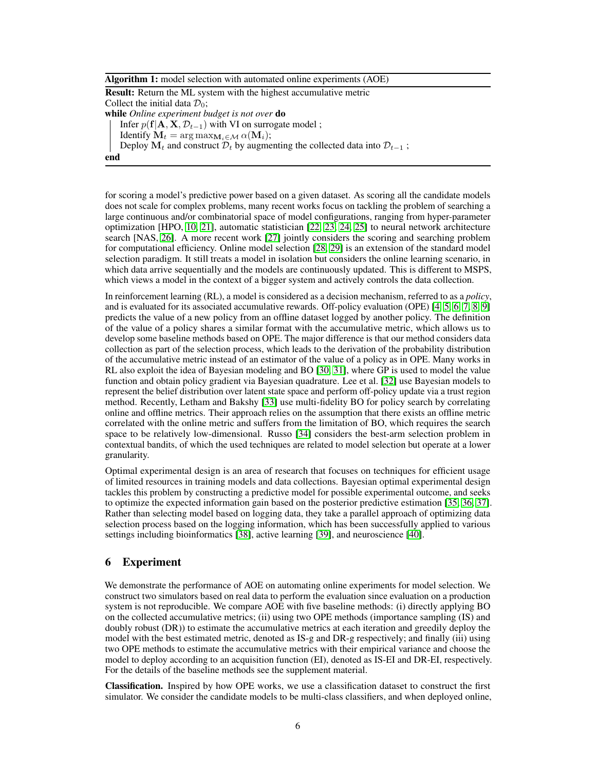**Algorithm 1:** model selection with automated online experiments (AOE)

**Result:** Return the ML system with the highest accumulative metric
Collect the initial data $\mathcal{D}_0$;
**while** *Online experiment budget is not over* **do**
  Infer $p(\mathbf{f}|\mathbf{A}, \mathbf{X}, \mathcal{D}_{t-1})$ with VI on surrogate model ;
  Identify $\mathbf{M}_t = \arg\max_{\mathbf{M}_i \in \mathcal{M}} \alpha(\mathbf{M}_i)$;
  Deploy $\mathbf{M}_t$ and construct $\mathcal{D}_t$ by augmenting the collected data into $\mathcal{D}_{t-1}$ ;
**end**

for scoring a model's predictive power based on a given dataset. As scoring all the candidate models does not scale for complex problems, many recent works focus on tackling the problem of searching a large continuous and/or combinatorial space of model configurations, ranging from hyper-parameter optimization [HPO, 10, 21], automatic statistician [22, 23, 24, 25] to neural network architecture search [NAS, 26]. A more recent work [27] jointly considers the scoring and searching problem for computational efficiency. Online model selection [28, 29] is an extension of the standard model selection paradigm. It still treats a model in isolation but considers the online learning scenario, in which data arrive sequentially and the models are continuously updated. This is different to MSPS, which views a model in the context of a bigger system and actively controls the data collection.

In reinforcement learning (RL), a model is considered as a decision mechanism, referred to as a *policy*, and is evaluated for its associated accumulative rewards. Off-policy evaluation (OPE) [4, 5, 6, 7, 8, 9] predicts the value of a new policy from an offline dataset logged by another policy. The definition of the value of a policy shares a similar format with the accumulative metric, which allows us to develop some baseline methods based on OPE. The major difference is that our method considers data collection as part of the selection process, which leads to the derivation of the probability distribution of the accumulative metric instead of an estimator of the value of a policy as in OPE. Many works in RL also exploit the idea of Bayesian modeling and BO [30, 31], where GP is used to model the value function and obtain policy gradient via Bayesian quadrature. Lee et al. [32] use Bayesian models to represent the belief distribution over latent state space and perform off-policy update via a trust region method. Recently, Letham and Bakshy [33] use multi-fidelity BO for policy search by correlating online and offline metrics. Their approach relies on the assumption that there exists an offline metric correlated with the online metric and suffers from the limitation of BO, which requires the search space to be relatively low-dimensional. Russo [34] considers the best-arm selection problem in contextual bandits, of which the used techniques are related to model selection but operate at a lower granularity.

Optimal experimental design is an area of research that focuses on techniques for efficient usage of limited resources in training models and data collections. Bayesian optimal experimental design tackles this problem by constructing a predictive model for possible experimental outcome, and seeks to optimize the expected information gain based on the posterior predictive estimation [35, 36, 37]. Rather than selecting model based on logging data, they take a parallel approach of optimizing data selection process based on the logging information, which has been successfully applied to various settings including bioinformatics [38], active learning [39], and neuroscience [40].

## 6 Experiment

We demonstrate the performance of AOE on automating online experiments for model selection. We construct two simulators based on real data to perform the evaluation since evaluation on a production system is not reproducible. We compare AOE with five baseline methods: (i) directly applying BO on the collected accumulative metrics; (ii) using two OPE methods (importance sampling (IS) and doubly robust (DR)) to estimate the accumulative metrics at each iteration and greedily deploy the model with the best estimated metric, denoted as IS-g and DR-g respectively; and finally (iii) using two OPE methods to estimate the accumulative metrics with their empirical variance and choose the model to deploy according to an acquisition function (EI), denoted as IS-EI and DR-EI, respectively. For the details of the baseline methods see the supplement material.

**Classification.** Inspired by how OPE works, we use a classification dataset to construct the first simulator. We consider the candidate models to be multi-class classifiers, and when deployed online,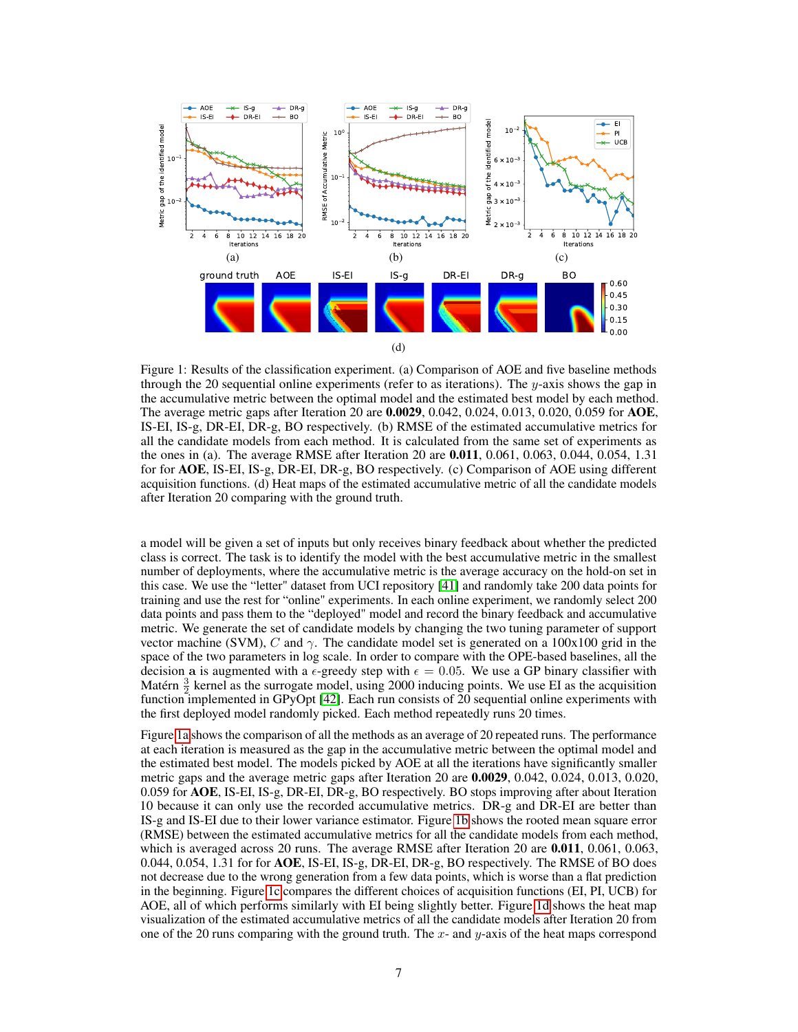Figure 1: Results of the classification experiment. (a) Comparison of AOE and five baseline methods through the 20 sequential online experiments (refer to as iterations). The $y$-axis shows the gap in the accumulative metric between the optimal model and the estimated best model by each method. The average metric gaps after Iteration 20 are **0.0029**, 0.042, 0.024, 0.013, 0.020, 0.059 for **AOE**, IS-EI, IS-g, DR-EI, DR-g, BO respectively. (b) RMSE of the estimated accumulative metrics for all the candidate models from each method. It is calculated from the same set of experiments as the ones in (a). The average RMSE after Iteration 20 are **0.011**, 0.061, 0.063, 0.044, 0.054, 1.31 for for **AOE**, IS-EI, IS-g, DR-EI, DR-g, BO respectively. (c) Comparison of AOE using different acquisition functions. (d) Heat maps of the estimated accumulative metric of all the candidate models after Iteration 20 comparing with the ground truth.

a model will be given a set of inputs but only receives binary feedback about whether the predicted class is correct. The task is to identify the model with the best accumulative metric in the smallest number of deployments, where the accumulative metric is the average accuracy on the hold-on set in this case. We use the "letter" dataset from UCI repository [41] and randomly take 200 data points for training and use the rest for "online" experiments. In each online experiment, we randomly select 200 data points and pass them to the "deployed" model and record the binary feedback and accumulative metric. We generate the set of candidate models by changing the two tuning parameter of support vector machine (SVM), $C$ and $\gamma$. The candidate model set is generated on a 100x100 grid in the space of the two parameters in log scale. In order to compare with the OPE-based baselines, all the decision $\mathbf{a}$ is augmented with a $\epsilon$-greedy step with $\epsilon = 0.05$. We use a GP binary classifier with Matérn $\frac{3}{2}$ kernel as the surrogate model, using 2000 inducing points. We use EI as the acquisition function implemented in GPyOpt [42]. Each run consists of 20 sequential online experiments with the first deployed model randomly picked. Each method repeatedly runs 20 times.

Figure 1a shows the comparison of all the methods as an average of 20 repeated runs. The performance at each iteration is measured as the gap in the accumulative metric between the optimal model and the estimated best model. The models picked by AOE at all the iterations have significantly smaller metric gaps and the average metric gaps after Iteration 20 are **0.0029**, 0.042, 0.024, 0.013, 0.020, 0.059 for **AOE**, IS-EI, IS-g, DR-EI, DR-g, BO respectively. BO stops improving after about Iteration 10 because it can only use the recorded accumulative metrics. DR-g and DR-EI are better than IS-g and IS-EI due to their lower variance estimator. Figure 1b shows the rooted mean square error (RMSE) between the estimated accumulative metrics for all the candidate models from each method, which is averaged across 20 runs. The average RMSE after Iteration 20 are **0.011**, 0.061, 0.063, 0.044, 0.054, 1.31 for for **AOE**, IS-EI, IS-g, DR-EI, DR-g, BO respectively. The RMSE of BO does not decrease due to the wrong generation from a few data points, which is worse than a flat prediction in the beginning. Figure 1c compares the different choices of acquisition functions (EI, PI, UCB) for AOE, all of which performs similarly with EI being slightly better. Figure 1d shows the heat map visualization of the estimated accumulative metrics of all the candidate models after Iteration 20 from one of the 20 runs comparing with the ground truth. The $x$- and $y$-axis of the heat maps correspond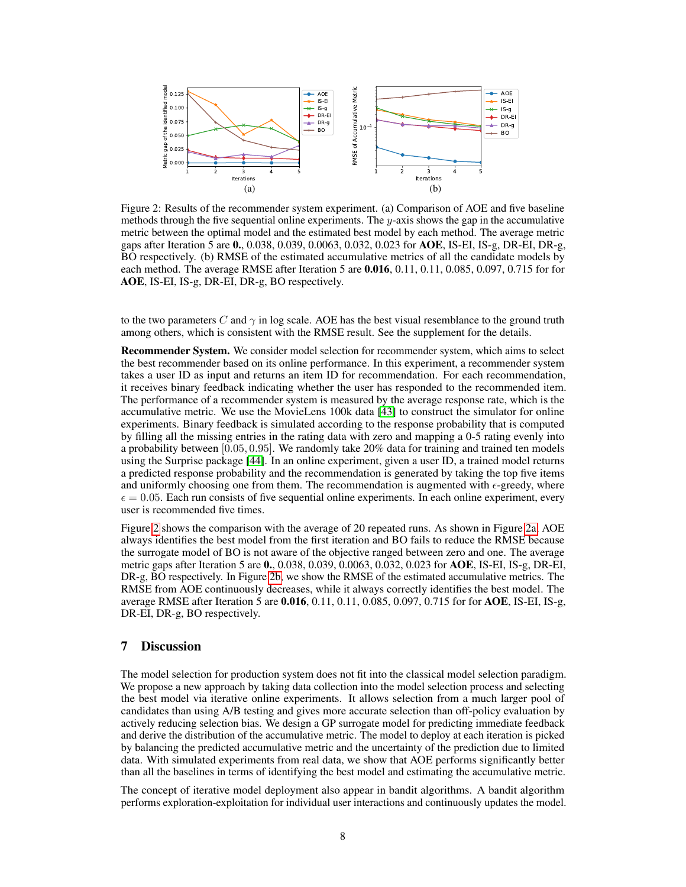Figure 2: Results of the recommender system experiment. (a) Comparison of AOE and five baseline methods through the five sequential online experiments. The $y$-axis shows the gap in the accumulative metric between the optimal model and the estimated best model by each method. The average metric gaps after Iteration 5 are **0.**, 0.038, 0.039, 0.0063, 0.032, 0.023 for **AOE**, IS-EI, IS-g, DR-EI, DR-g, BO respectively. (b) RMSE of the estimated accumulative metrics of all the candidate models by each method. The average RMSE after Iteration 5 are **0.016**, 0.11, 0.11, 0.085, 0.097, 0.715 for for **AOE**, IS-EI, IS-g, DR-EI, DR-g, BO respectively.

to the two parameters $C$ and $\gamma$ in log scale. AOE has the best visual resemblance to the ground truth among others, which is consistent with the RMSE result. See the supplement for the details.

**Recommender System.** We consider model selection for recommender system, which aims to select the best recommender based on its online performance. In this experiment, a recommender system takes a user ID as input and returns an item ID for recommendation. For each recommendation, it receives binary feedback indicating whether the user has responded to the recommended item. The performance of a recommender system is measured by the average response rate, which is the accumulative metric. We use the MovieLens 100k data [43] to construct the simulator for online experiments. Binary feedback is simulated according to the response probability that is computed by filling all the missing entries in the rating data with zero and mapping a 0-5 rating evenly into a probability between $[0.05, 0.95]$. We randomly take 20% data for training and trained ten models using the Surprise package [44]. In an online experiment, given a user ID, a trained model returns a predicted response probability and the recommendation is generated by taking the top five items and uniformly choosing one from them. The recommendation is augmented with $\epsilon$-greedy, where $\epsilon = 0.05$. Each run consists of five sequential online experiments. In each online experiment, every user is recommended five times.

Figure 2 shows the comparison with the average of 20 repeated runs. As shown in Figure 2a, AOE always identifies the best model from the first iteration and BO fails to reduce the RMSE because the surrogate model of BO is not aware of the objective ranged between zero and one. The average metric gaps after Iteration 5 are **0.**, 0.038, 0.039, 0.0063, 0.032, 0.023 for **AOE**, IS-EI, IS-g, DR-EI, DR-g, BO respectively. In Figure 2b, we show the RMSE of the estimated accumulative metrics. The RMSE from AOE continuously decreases, while it always correctly identifies the best model. The average RMSE after Iteration 5 are **0.016**, 0.11, 0.11, 0.085, 0.097, 0.715 for for **AOE**, IS-EI, IS-g, DR-EI, DR-g, BO respectively.

## 7 Discussion

The model selection for production system does not fit into the classical model selection paradigm. We propose a new approach by taking data collection into the model selection process and selecting the best model via iterative online experiments. It allows selection from a much larger pool of candidates than using A/B testing and gives more accurate selection than off-policy evaluation by actively reducing selection bias. We design a GP surrogate model for predicting immediate feedback and derive the distribution of the accumulative metric. The model to deploy at each iteration is picked by balancing the predicted accumulative metric and the uncertainty of the prediction due to limited data. With simulated experiments from real data, we show that AOE performs significantly better than all the baselines in terms of identifying the best model and estimating the accumulative metric.

The concept of iterative model deployment also appear in bandit algorithms. A bandit algorithm performs exploration-exploitation for individual user interactions and continuously updates the model.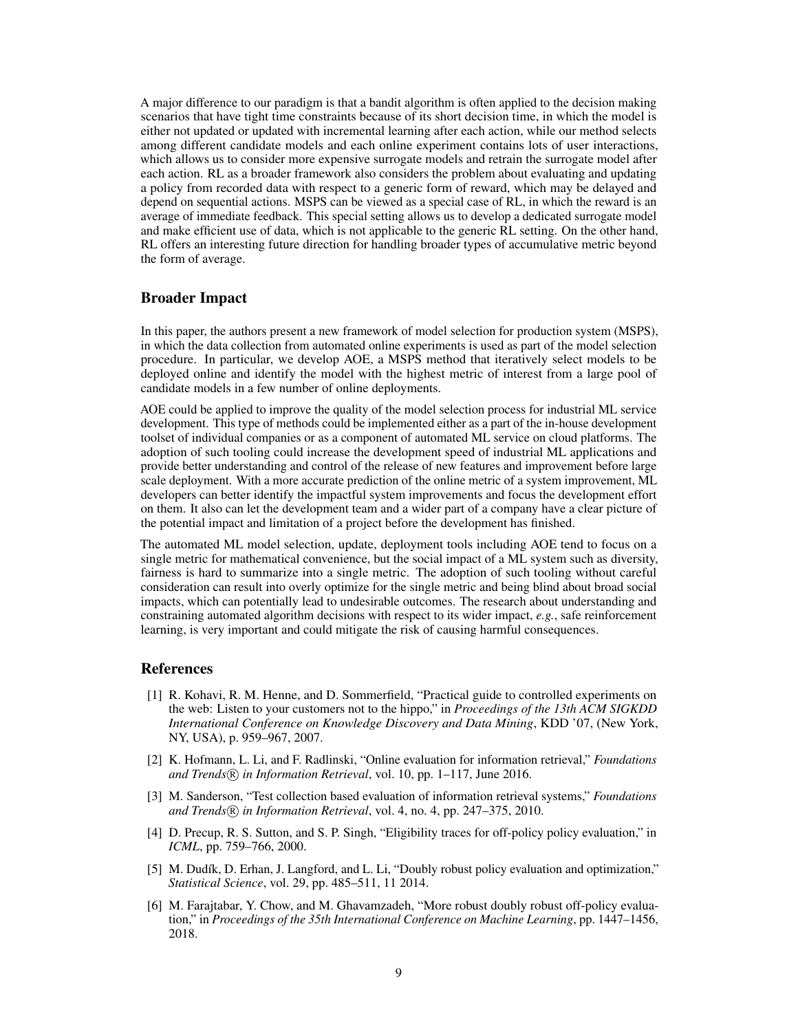A major difference to our paradigm is that a bandit algorithm is often applied to the decision making scenarios that have tight time constraints because of its short decision time, in which the model is either not updated or updated with incremental learning after each action, while our method selects among different candidate models and each online experiment contains lots of user interactions, which allows us to consider more expensive surrogate models and retrain the surrogate model after each action. RL as a broader framework also considers the problem about evaluating and updating a policy from recorded data with respect to a generic form of reward, which may be delayed and depend on sequential actions. MSPS can be viewed as a special case of RL, in which the reward is an average of immediate feedback. This special setting allows us to develop a dedicated surrogate model and make efficient use of data, which is not applicable to the generic RL setting. On the other hand, RL offers an interesting future direction for handling broader types of accumulative metric beyond the form of average.

## Broader Impact

In this paper, the authors present a new framework of model selection for production system (MSPS), in which the data collection from automated online experiments is used as part of the model selection procedure. In particular, we develop AOE, a MSPS method that iteratively select models to be deployed online and identify the model with the highest metric of interest from a large pool of candidate models in a few number of online deployments.

AOE could be applied to improve the quality of the model selection process for industrial ML service development. This type of methods could be implemented either as a part of the in-house development toolset of individual companies or as a component of automated ML service on cloud platforms. The adoption of such tooling could increase the development speed of industrial ML applications and provide better understanding and control of the release of new features and improvement before large scale deployment. With a more accurate prediction of the online metric of a system improvement, ML developers can better identify the impactful system improvements and focus the development effort on them. It also can let the development team and a wider part of a company have a clear picture of the potential impact and limitation of a project before the development has finished.

The automated ML model selection, update, deployment tools including AOE tend to focus on a single metric for mathematical convenience, but the social impact of a ML system such as diversity, fairness is hard to summarize into a single metric. The adoption of such tooling without careful consideration can result into overly optimize for the single metric and being blind about broad social impacts, which can potentially lead to undesirable outcomes. The research about understanding and constraining automated algorithm decisions with respect to its wider impact, *e.g.*, safe reinforcement learning, is very important and could mitigate the risk of causing harmful consequences.

## References

[1] R. Kohavi, R. M. Henne, and D. Sommerfield, "Practical guide to controlled experiments on the web: Listen to your customers not to the hippo," in *Proceedings of the 13th ACM SIGKDD International Conference on Knowledge Discovery and Data Mining*, KDD '07, (New York, NY, USA), p. 959–967, 2007.

[2] K. Hofmann, L. Li, and F. Radlinski, "Online evaluation for information retrieval," *Foundations and Trends® in Information Retrieval*, vol. 10, pp. 1–117, June 2016.

[3] M. Sanderson, "Test collection based evaluation of information retrieval systems," *Foundations and Trends® in Information Retrieval*, vol. 4, no. 4, pp. 247–375, 2010.

[4] D. Precup, R. S. Sutton, and S. P. Singh, "Eligibility traces for off-policy policy evaluation," in *ICML*, pp. 759–766, 2000.

[5] M. Dudík, D. Erhan, J. Langford, and L. Li, "Doubly robust policy evaluation and optimization," *Statistical Science*, vol. 29, pp. 485–511, 11 2014.

[6] M. Farajtabar, Y. Chow, and M. Ghavamzadeh, "More robust doubly robust off-policy evaluation," in *Proceedings of the 35th International Conference on Machine Learning*, pp. 1447–1456, 2018.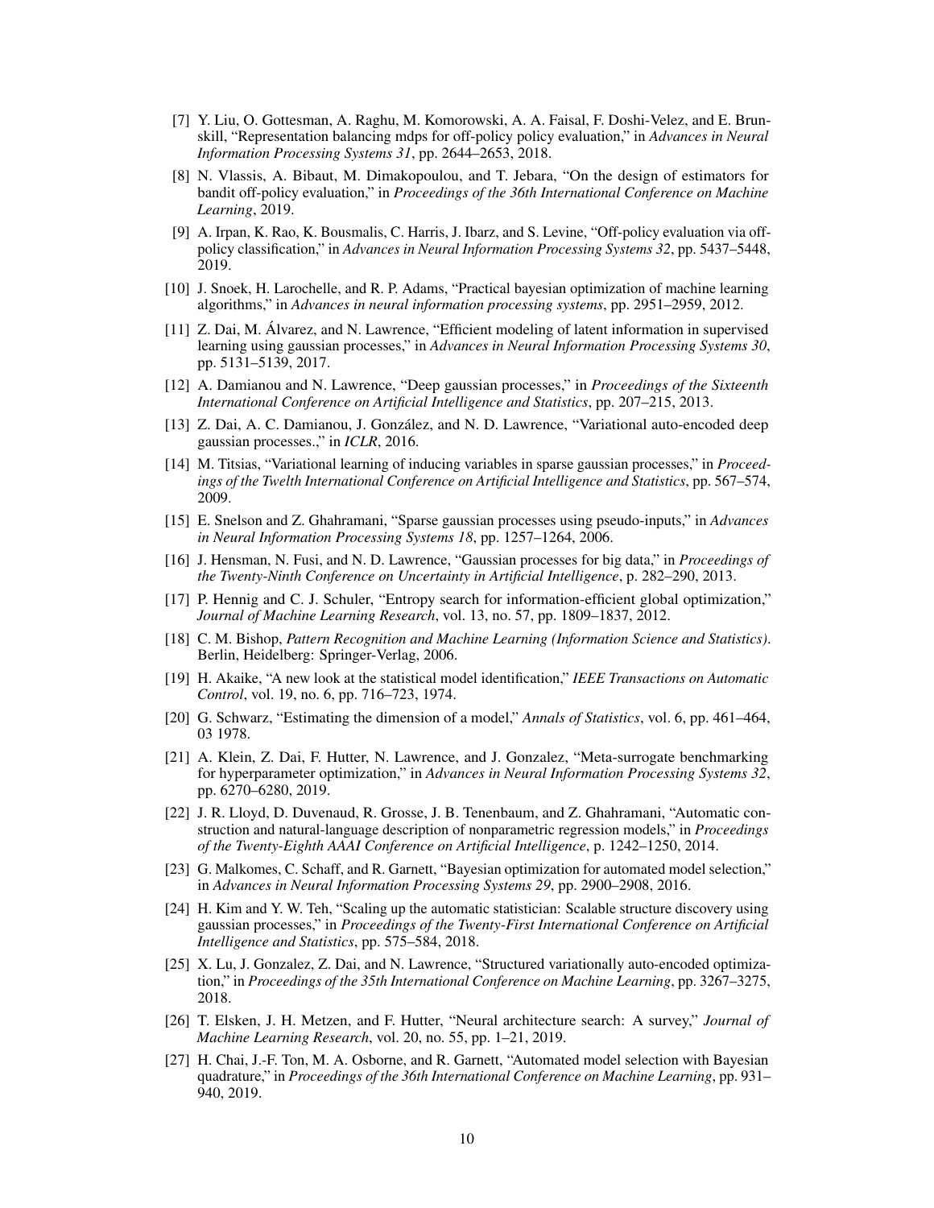[7] Y. Liu, O. Gottesman, A. Raghu, M. Komorowski, A. A. Faisal, F. Doshi-Velez, and E. Brunskill, "Representation balancing mdps for off-policy policy evaluation," in *Advances in Neural Information Processing Systems 31*, pp. 2644–2653, 2018.

[8] N. Vlassis, A. Bibaut, M. Dimakopoulou, and T. Jebara, "On the design of estimators for bandit off-policy evaluation," in *Proceedings of the 36th International Conference on Machine Learning*, 2019.

[9] A. Irpan, K. Rao, K. Bousmalis, C. Harris, J. Ibarz, and S. Levine, "Off-policy evaluation via off-policy classification," in *Advances in Neural Information Processing Systems 32*, pp. 5437–5448, 2019.

[10] J. Snoek, H. Larochelle, and R. P. Adams, "Practical bayesian optimization of machine learning algorithms," in *Advances in neural information processing systems*, pp. 2951–2959, 2012.

[11] Z. Dai, M. Álvarez, and N. Lawrence, "Efficient modeling of latent information in supervised learning using gaussian processes," in *Advances in Neural Information Processing Systems 30*, pp. 5131–5139, 2017.

[12] A. Damianou and N. Lawrence, "Deep gaussian processes," in *Proceedings of the Sixteenth International Conference on Artificial Intelligence and Statistics*, pp. 207–215, 2013.

[13] Z. Dai, A. C. Damianou, J. González, and N. D. Lawrence, "Variational auto-encoded deep gaussian processes.," in *ICLR*, 2016.

[14] M. Titsias, "Variational learning of inducing variables in sparse gaussian processes," in *Proceedings of the Twelth International Conference on Artificial Intelligence and Statistics*, pp. 567–574, 2009.

[15] E. Snelson and Z. Ghahramani, "Sparse gaussian processes using pseudo-inputs," in *Advances in Neural Information Processing Systems 18*, pp. 1257–1264, 2006.

[16] J. Hensman, N. Fusi, and N. D. Lawrence, "Gaussian processes for big data," in *Proceedings of the Twenty-Ninth Conference on Uncertainty in Artificial Intelligence*, p. 282–290, 2013.

[17] P. Hennig and C. J. Schuler, "Entropy search for information-efficient global optimization," *Journal of Machine Learning Research*, vol. 13, no. 57, pp. 1809–1837, 2012.

[18] C. M. Bishop, *Pattern Recognition and Machine Learning (Information Science and Statistics)*. Berlin, Heidelberg: Springer-Verlag, 2006.

[19] H. Akaike, "A new look at the statistical model identification," *IEEE Transactions on Automatic Control*, vol. 19, no. 6, pp. 716–723, 1974.

[20] G. Schwarz, "Estimating the dimension of a model," *Annals of Statistics*, vol. 6, pp. 461–464, 03 1978.

[21] A. Klein, Z. Dai, F. Hutter, N. Lawrence, and J. Gonzalez, "Meta-surrogate benchmarking for hyperparameter optimization," in *Advances in Neural Information Processing Systems 32*, pp. 6270–6280, 2019.

[22] J. R. Lloyd, D. Duvenaud, R. Grosse, J. B. Tenenbaum, and Z. Ghahramani, "Automatic construction and natural-language description of nonparametric regression models," in *Proceedings of the Twenty-Eighth AAAI Conference on Artificial Intelligence*, p. 1242–1250, 2014.

[23] G. Malkomes, C. Schaff, and R. Garnett, "Bayesian optimization for automated model selection," in *Advances in Neural Information Processing Systems 29*, pp. 2900–2908, 2016.

[24] H. Kim and Y. W. Teh, "Scaling up the automatic statistician: Scalable structure discovery using gaussian processes," in *Proceedings of the Twenty-First International Conference on Artificial Intelligence and Statistics*, pp. 575–584, 2018.

[25] X. Lu, J. Gonzalez, Z. Dai, and N. Lawrence, "Structured variationally auto-encoded optimization," in *Proceedings of the 35th International Conference on Machine Learning*, pp. 3267–3275, 2018.

[26] T. Elsken, J. H. Metzen, and F. Hutter, "Neural architecture search: A survey," *Journal of Machine Learning Research*, vol. 20, no. 55, pp. 1–21, 2019.

[27] H. Chai, J.-F. Ton, M. A. Osborne, and R. Garnett, "Automated model selection with Bayesian quadrature," in *Proceedings of the 36th International Conference on Machine Learning*, pp. 931–940, 2019.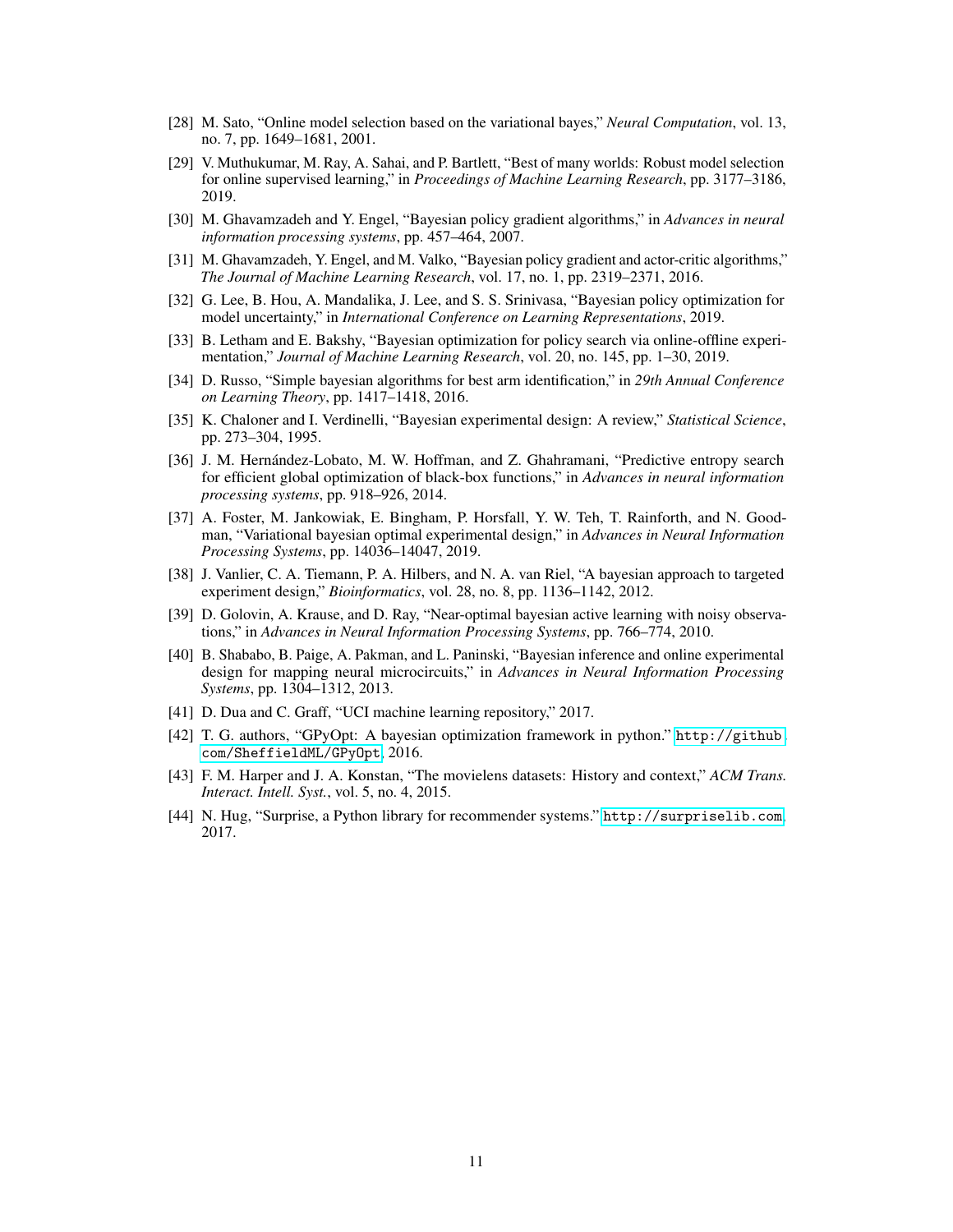[28] M. Sato, "Online model selection based on the variational bayes," *Neural Computation*, vol. 13, no. 7, pp. 1649–1681, 2001.

[29] V. Muthukumar, M. Ray, A. Sahai, and P. Bartlett, "Best of many worlds: Robust model selection for online supervised learning," in *Proceedings of Machine Learning Research*, pp. 3177–3186, 2019.

[30] M. Ghavamzadeh and Y. Engel, "Bayesian policy gradient algorithms," in *Advances in neural information processing systems*, pp. 457–464, 2007.

[31] M. Ghavamzadeh, Y. Engel, and M. Valko, "Bayesian policy gradient and actor-critic algorithms," *The Journal of Machine Learning Research*, vol. 17, no. 1, pp. 2319–2371, 2016.

[32] G. Lee, B. Hou, A. Mandalika, J. Lee, and S. S. Srinivasa, "Bayesian policy optimization for model uncertainty," in *International Conference on Learning Representations*, 2019.

[33] B. Letham and E. Bakshy, "Bayesian optimization for policy search via online-offline experimentation," *Journal of Machine Learning Research*, vol. 20, no. 145, pp. 1–30, 2019.

[34] D. Russo, "Simple bayesian algorithms for best arm identification," in *29th Annual Conference on Learning Theory*, pp. 1417–1418, 2016.

[35] K. Chaloner and I. Verdinelli, "Bayesian experimental design: A review," *Statistical Science*, pp. 273–304, 1995.

[36] J. M. Hernández-Lobato, M. W. Hoffman, and Z. Ghahramani, "Predictive entropy search for efficient global optimization of black-box functions," in *Advances in neural information processing systems*, pp. 918–926, 2014.

[37] A. Foster, M. Jankowiak, E. Bingham, P. Horsfall, Y. W. Teh, T. Rainforth, and N. Goodman, "Variational bayesian optimal experimental design," in *Advances in Neural Information Processing Systems*, pp. 14036–14047, 2019.

[38] J. Vanlier, C. A. Tiemann, P. A. Hilbers, and N. A. van Riel, "A bayesian approach to targeted experiment design," *Bioinformatics*, vol. 28, no. 8, pp. 1136–1142, 2012.

[39] D. Golovin, A. Krause, and D. Ray, "Near-optimal bayesian active learning with noisy observations," in *Advances in Neural Information Processing Systems*, pp. 766–774, 2010.

[40] B. Shababo, B. Paige, A. Pakman, and L. Paninski, "Bayesian inference and online experimental design for mapping neural microcircuits," in *Advances in Neural Information Processing Systems*, pp. 1304–1312, 2013.

[41] D. Dua and C. Graff, "UCI machine learning repository," 2017.

[42] T. G. authors, "GPyOpt: A bayesian optimization framework in python." http://github.com/SheffieldML/GPyOpt, 2016.

[43] F. M. Harper and J. A. Konstan, "The movielens datasets: History and context," *ACM Trans. Interact. Intell. Syst.*, vol. 5, no. 4, 2015.

[44] N. Hug, "Surprise, a Python library for recommender systems." http://surpriselib.com, 2017.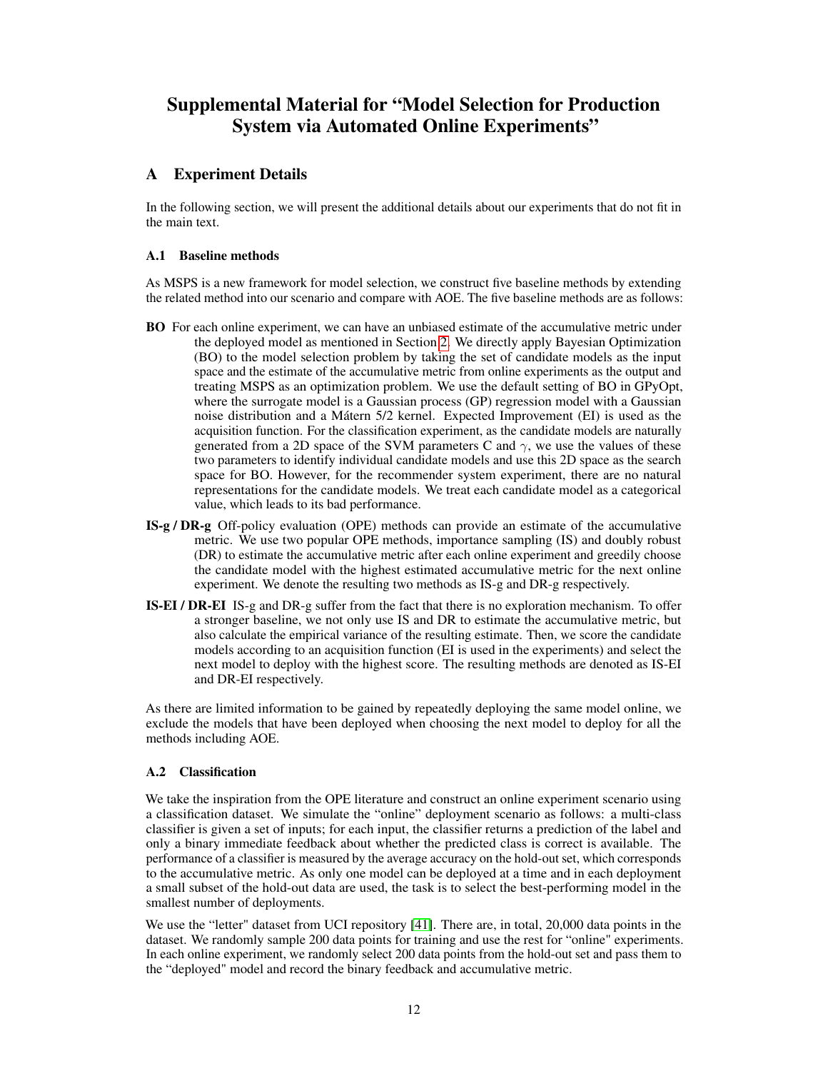# Supplemental Material for "Model Selection for Production System via Automated Online Experiments"

## A Experiment Details

In the following section, we will present the additional details about our experiments that do not fit in the main text.

### A.1 Baseline methods

As MSPS is a new framework for model selection, we construct five baseline methods by extending the related method into our scenario and compare with AOE. The five baseline methods are as follows:

**BO** For each online experiment, we can have an unbiased estimate of the accumulative metric under the deployed model as mentioned in Section 2. We directly apply Bayesian Optimization (BO) to the model selection problem by taking the set of candidate models as the input space and the estimate of the accumulative metric from online experiments as the output and treating MSPS as an optimization problem. We use the default setting of BO in GPyOpt, where the surrogate model is a Gaussian process (GP) regression model with a Gaussian noise distribution and a Mátern 5/2 kernel. Expected Improvement (EI) is used as the acquisition function. For the classification experiment, as the candidate models are naturally generated from a 2D space of the SVM parameters C and $\gamma$, we use the values of these two parameters to identify individual candidate models and use this 2D space as the search space for BO. However, for the recommender system experiment, there are no natural representations for the candidate models. We treat each candidate model as a categorical value, which leads to its bad performance.

**IS-g / DR-g** Off-policy evaluation (OPE) methods can provide an estimate of the accumulative metric. We use two popular OPE methods, importance sampling (IS) and doubly robust (DR) to estimate the accumulative metric after each online experiment and greedily choose the candidate model with the highest estimated accumulative metric for the next online experiment. We denote the resulting two methods as IS-g and DR-g respectively.

**IS-EI / DR-EI** IS-g and DR-g suffer from the fact that there is no exploration mechanism. To offer a stronger baseline, we not only use IS and DR to estimate the accumulative metric, but also calculate the empirical variance of the resulting estimate. Then, we score the candidate models according to an acquisition function (EI is used in the experiments) and select the next model to deploy with the highest score. The resulting methods are denoted as IS-EI and DR-EI respectively.

As there are limited information to be gained by repeatedly deploying the same model online, we exclude the models that have been deployed when choosing the next model to deploy for all the methods including AOE.

### A.2 Classification

We take the inspiration from the OPE literature and construct an online experiment scenario using a classification dataset. We simulate the "online" deployment scenario as follows: a multi-class classifier is given a set of inputs; for each input, the classifier returns a prediction of the label and only a binary immediate feedback about whether the predicted class is correct is available. The performance of a classifier is measured by the average accuracy on the hold-out set, which corresponds to the accumulative metric. As only one model can be deployed at a time and in each deployment a small subset of the hold-out data are used, the task is to select the best-performing model in the smallest number of deployments.

We use the "letter" dataset from UCI repository [41]. There are, in total, 20,000 data points in the dataset. We randomly sample 200 data points for training and use the rest for "online" experiments. In each online experiment, we randomly select 200 data points from the hold-out set and pass them to the "deployed" model and record the binary feedback and accumulative metric.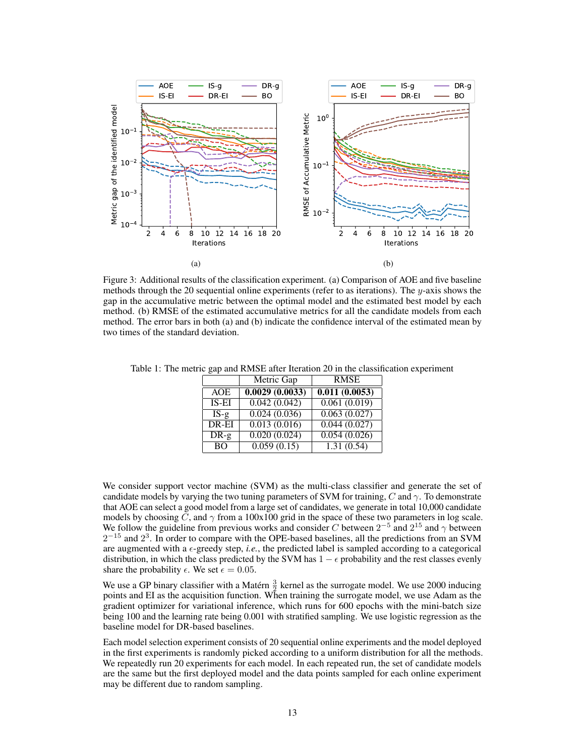Figure 3: Additional results of the classification experiment. (a) Comparison of AOE and five baseline methods through the 20 sequential online experiments (refer to as iterations). The $y$-axis shows the gap in the accumulative metric between the optimal model and the estimated best model by each method. (b) RMSE of the estimated accumulative metrics for all the candidate models from each method. The error bars in both (a) and (b) indicate the confidence interval of the estimated mean by two times of the standard deviation.

Table 1: The metric gap and RMSE after Iteration 20 in the classification experiment

| | Metric Gap | RMSE |
|---|---|---|
| AOE | **0.0029 (0.0033)** | **0.011 (0.0053)** |
| IS-EI | 0.042 (0.042) | 0.061 (0.019) |
| IS-g | 0.024 (0.036) | 0.063 (0.027) |
| DR-EI | 0.013 (0.016) | 0.044 (0.027) |
| DR-g | 0.020 (0.024) | 0.054 (0.026) |
| BO | 0.059 (0.15) | 1.31 (0.54) |

We consider support vector machine (SVM) as the multi-class classifier and generate the set of candidate models by varying the two tuning parameters of SVM for training, $C$ and $\gamma$. To demonstrate that AOE can select a good model from a large set of candidates, we generate in total 10,000 candidate models by choosing $C$, and $\gamma$ from a 100x100 grid in the space of these two parameters in log scale. We follow the guideline from previous works and consider $C$ between $2^{-5}$ and $2^{15}$ and $\gamma$ between $2^{-15}$ and $2^{3}$. In order to compare with the OPE-based baselines, all the predictions from an SVM are augmented with a $\epsilon$-greedy step, *i.e.*, the predicted label is sampled according to a categorical distribution, in which the class predicted by the SVM has $1 - \epsilon$ probability and the rest classes evenly share the probability $\epsilon$. We set $\epsilon = 0.05$.

We use a GP binary classifier with a Matérn $\frac{3}{2}$ kernel as the surrogate model. We use 2000 inducing points and EI as the acquisition function. When training the surrogate model, we use Adam as the gradient optimizer for variational inference, which runs for 600 epochs with the mini-batch size being 100 and the learning rate being 0.001 with stratified sampling. We use logistic regression as the baseline model for DR-based baselines.

Each model selection experiment consists of 20 sequential online experiments and the model deployed in the first experiments is randomly picked according to a uniform distribution for all the methods. We repeatedly run 20 experiments for each model. In each repeated run, the set of candidate models are the same but the first deployed model and the data points sampled for each online experiment may be different due to random sampling.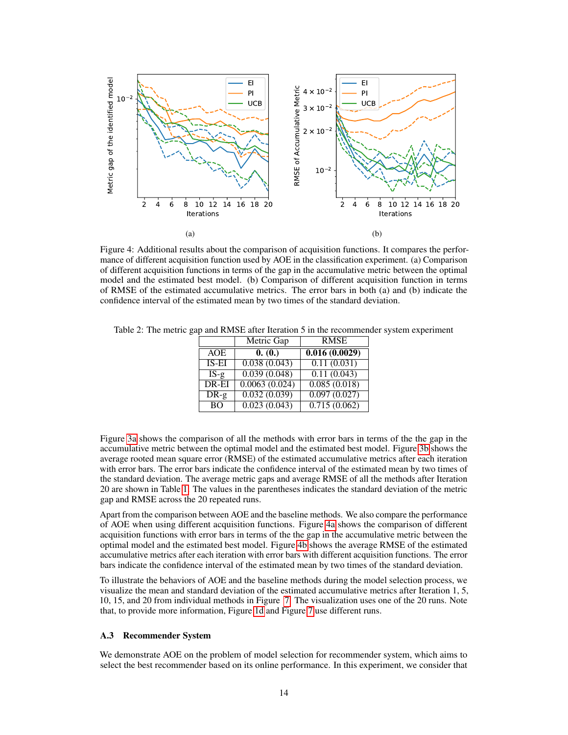Figure 4: Additional results about the comparison of acquisition functions. It compares the performance of different acquisition function used by AOE in the classification experiment. (a) Comparison of different acquisition functions in terms of the gap in the accumulative metric between the optimal model and the estimated best model. (b) Comparison of different acquisition function in terms of RMSE of the estimated accumulative metrics. The error bars in both (a) and (b) indicate the confidence interval of the estimated mean by two times of the standard deviation.

Table 2: The metric gap and RMSE after Iteration 5 in the recommender system experiment

| | Metric Gap | RMSE |
|---|---|---|
| AOE | **0. (0.)** | **0.016 (0.0029)** |
| IS-EI | 0.038 (0.043) | 0.11 (0.031) |
| IS-g | 0.039 (0.048) | 0.11 (0.043) |
| DR-EI | 0.0063 (0.024) | 0.085 (0.018) |
| DR-g | 0.032 (0.039) | 0.097 (0.027) |
| BO | 0.023 (0.043) | 0.715 (0.062) |

Figure 3a shows the comparison of all the methods with error bars in terms of the the gap in the accumulative metric between the optimal model and the estimated best model. Figure 3b shows the average rooted mean square error (RMSE) of the estimated accumulative metrics after each iteration with error bars. The error bars indicate the confidence interval of the estimated mean by two times of the standard deviation. The average metric gaps and average RMSE of all the methods after Iteration 20 are shown in Table 1. The values in the parentheses indicates the standard deviation of the metric gap and RMSE across the 20 repeated runs.

Apart from the comparison between AOE and the baseline methods. We also compare the performance of AOE when using different acquisition functions. Figure 4a shows the comparison of different acquisition functions with error bars in terms of the the gap in the accumulative metric between the optimal model and the estimated best model. Figure 4b shows the average RMSE of the estimated accumulative metrics after each iteration with error bars with different acquisition functions. The error bars indicate the confidence interval of the estimated mean by two times of the standard deviation.

To illustrate the behaviors of AOE and the baseline methods during the model selection process, we visualize the mean and standard deviation of the estimated accumulative metrics after Iteration 1, 5, 10, 15, and 20 from individual methods in Figure 7. The visualization uses one of the 20 runs. Note that, to provide more information, Figure 1d and Figure 7 use different runs.

### A.3 Recommender System

We demonstrate AOE on the problem of model selection for recommender system, which aims to select the best recommender based on its online performance. In this experiment, we consider that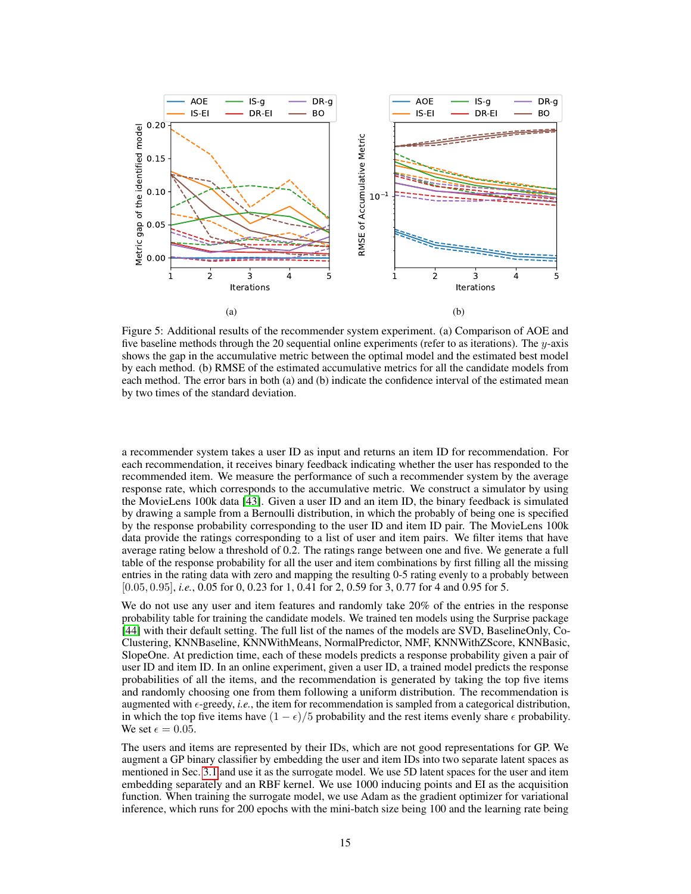Figure 5: Additional results of the recommender system experiment. (a) Comparison of AOE and five baseline methods through the 20 sequential online experiments (refer to as iterations). The $y$-axis shows the gap in the accumulative metric between the optimal model and the estimated best model by each method. (b) RMSE of the estimated accumulative metrics for all the candidate models from each method. The error bars in both (a) and (b) indicate the confidence interval of the estimated mean by two times of the standard deviation.

a recommender system takes a user ID as input and returns an item ID for recommendation. For each recommendation, it receives binary feedback indicating whether the user has responded to the recommended item. We measure the performance of such a recommender system by the average response rate, which corresponds to the accumulative metric. We construct a simulator by using the MovieLens 100k data [43]. Given a user ID and an item ID, the binary feedback is simulated by drawing a sample from a Bernoulli distribution, in which the probably of being one is specified by the response probability corresponding to the user ID and item ID pair. The MovieLens 100k data provide the ratings corresponding to a list of user and item pairs. We filter items that have average rating below a threshold of 0.2. The ratings range between one and five. We generate a full table of the response probability for all the user and item combinations by first filling all the missing entries in the rating data with zero and mapping the resulting 0-5 rating evenly to a probably between $[0.05, 0.95]$, *i.e.*, 0.05 for 0, 0.23 for 1, 0.41 for 2, 0.59 for 3, 0.77 for 4 and 0.95 for 5.

We do not use any user and item features and randomly take 20% of the entries in the response probability table for training the candidate models. We trained ten models using the Surprise package [44] with their default setting. The full list of the names of the models are SVD, BaselineOnly, CoClustering, KNNBaseline, KNNWithMeans, NormalPredictor, NMF, KNNWithZScore, KNNBasic, SlopeOne. At prediction time, each of these models predicts a response probability given a pair of user ID and item ID. In an online experiment, given a user ID, a trained model predicts the response probabilities of all the items, and the recommendation is generated by taking the top five items and randomly choosing one from them following a uniform distribution. The recommendation is augmented with $\epsilon$-greedy, *i.e.*, the item for recommendation is sampled from a categorical distribution, in which the top five items have $(1 - \epsilon)/5$ probability and the rest items evenly share $\epsilon$ probability. We set $\epsilon = 0.05$.

The users and items are represented by their IDs, which are not good representations for GP. We augment a GP binary classifier by embedding the user and item IDs into two separate latent spaces as mentioned in Sec. 3.1 and use it as the surrogate model. We use 5D latent spaces for the user and item embedding separately and an RBF kernel. We use 1000 inducing points and EI as the acquisition function. When training the surrogate model, we use Adam as the gradient optimizer for variational inference, which runs for 200 epochs with the mini-batch size being 100 and the learning rate being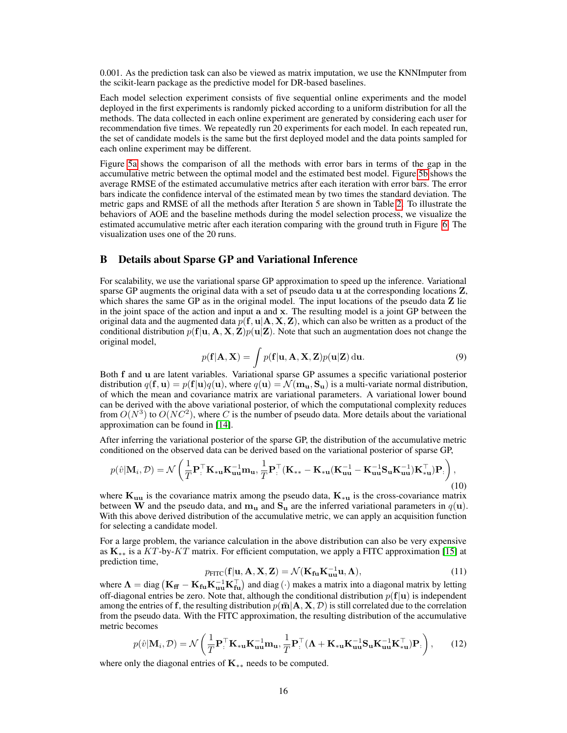0.001. As the prediction task can also be viewed as matrix imputation, we use the KNNImputer from the scikit-learn package as the predictive model for DR-based baselines.

Each model selection experiment consists of five sequential online experiments and the model deployed in the first experiments is randomly picked according to a uniform distribution for all the methods. The data collected in each online experiment are generated by considering each user for recommendation five times. We repeatedly run 20 experiments for each model. In each repeated run, the set of candidate models is the same but the first deployed model and the data points sampled for each online experiment may be different.

Figure 5a shows the comparison of all the methods with error bars in terms of the gap in the accumulative metric between the optimal model and the estimated best model. Figure 5b shows the average RMSE of the estimated accumulative metrics after each iteration with error bars. The error bars indicate the confidence interval of the estimated mean by two times the standard deviation. The metric gaps and RMSE of all the methods after Iteration 5 are shown in Table 2. To illustrate the behaviors of AOE and the baseline methods during the model selection process, we visualize the estimated accumulative metric after each iteration comparing with the ground truth in Figure 6. The visualization uses one of the 20 runs.

# B Details about Sparse GP and Variational Inference

For scalability, we use the variational sparse GP approximation to speed up the inference. Variational sparse GP augments the original data with a set of pseudo data $\mathbf{u}$ at the corresponding locations $\mathbf{Z}$, which shares the same GP as in the original model. The input locations of the pseudo data $\mathbf{Z}$ lie in the joint space of the action and input $\mathbf{a}$ and $\mathbf{x}$. The resulting model is a joint GP between the original data and the augmented data $p(\mathbf{f}, \mathbf{u}|\mathbf{A}, \mathbf{X}, \mathbf{Z})$, which can also be written as a product of the conditional distribution $p(\mathbf{f}|\mathbf{u}, \mathbf{A}, \mathbf{X}, \mathbf{Z})p(\mathbf{u}|\mathbf{Z})$. Note that such an augmentation does not change the original model,

$$p(\mathbf{f}|\mathbf{A}, \mathbf{X}) = \int p(\mathbf{f}|\mathbf{u}, \mathbf{A}, \mathbf{X}, \mathbf{Z})p(\mathbf{u}|\mathbf{Z}) \,\mathrm{d}\mathbf{u}. \tag{9}$$

Both $\mathbf{f}$ and $\mathbf{u}$ are latent variables. Variational sparse GP assumes a specific variational posterior distribution $q(\mathbf{f}, \mathbf{u}) = p(\mathbf{f}|\mathbf{u})q(\mathbf{u})$, where $q(\mathbf{u}) = \mathcal{N}(\mathbf{m}_\mathbf{u}, \mathbf{S}_\mathbf{u})$ is a multi-variate normal distribution, of which the mean and covariance matrix are variational parameters. A variational lower bound can be derived with the above variational posterior, of which the computational complexity reduces from $O(N^3)$ to $O(NC^2)$, where $C$ is the number of pseudo data. More details about the variational approximation can be found in [14].

After inferring the variational posterior of the sparse GP, the distribution of the accumulative metric conditioned on the observed data can be derived based on the variational posterior of sparse GP,

$$p(\hat{v}|\mathbf{M}_i, \mathcal{D}) = \mathcal{N}\left(\frac{1}{T}\mathbf{P}_{:}^\top \mathbf{K}_{*\mathbf{u}}\mathbf{K}_{\mathbf{uu}}^{-1}\mathbf{m}_\mathbf{u}, \frac{1}{T}\mathbf{P}_{:}^\top(\mathbf{K}_{**} - \mathbf{K}_{*\mathbf{u}}(\mathbf{K}_{\mathbf{uu}}^{-1} - \mathbf{K}_{\mathbf{uu}}^{-1}\mathbf{S}_\mathbf{u}\mathbf{K}_{\mathbf{uu}}^{-1})\mathbf{K}_{*\mathbf{u}}^\top)\mathbf{P}_{:}\right), \tag{10}$$

where $\mathbf{K}_{\mathbf{uu}}$ is the covariance matrix among the pseudo data, $\mathbf{K}_{*\mathbf{u}}$ is the cross-covariance matrix between $\mathbf{W}$ and the pseudo data, and $\mathbf{m}_\mathbf{u}$ and $\mathbf{S}_\mathbf{u}$ are the inferred variational parameters in $q(\mathbf{u})$. With this above derived distribution of the accumulative metric, we can apply an acquisition function for selecting a candidate model.

For a large problem, the variance calculation in the above distribution can also be very expensive as $\mathbf{K}_{**}$ is a $KT$-by-$KT$ matrix. For efficient computation, we apply a FITC approximation [15] at prediction time,

$$p_{\text{FITC}}(\mathbf{f}|\mathbf{u}, \mathbf{A}, \mathbf{X}, \mathbf{Z}) = \mathcal{N}(\mathbf{K}_{\mathbf{fu}}\mathbf{K}_{\mathbf{uu}}^{-1}\mathbf{u}, \mathbf{\Lambda}), \tag{11}$$

where $\mathbf{\Lambda} = \operatorname{diag}\left(\mathbf{K}_{\mathbf{ff}} - \mathbf{K}_{\mathbf{fu}}\mathbf{K}_{\mathbf{uu}}^{-1}\mathbf{K}_{\mathbf{fu}}^\top\right)$ and $\operatorname{diag}(\cdot)$ makes a matrix into a diagonal matrix by letting off-diagonal entries be zero. Note that, although the conditional distribution $p(\mathbf{f}|\mathbf{u})$ is independent among the entries of $\mathbf{f}$, the resulting distribution $p(\bar{\mathbf{m}}|\mathbf{A}, \mathbf{X}, \mathcal{D})$ is still correlated due to the correlation from the pseudo data. With the FITC approximation, the resulting distribution of the accumulative metric becomes

$$p(\hat{v}|\mathbf{M}_i, \mathcal{D}) = \mathcal{N}\left(\frac{1}{T}\mathbf{P}_{:}^\top \mathbf{K}_{*\mathbf{u}}\mathbf{K}_{\mathbf{uu}}^{-1}\mathbf{m}_\mathbf{u}, \frac{1}{T}\mathbf{P}_{:}^\top(\mathbf{\Lambda} + \mathbf{K}_{*\mathbf{u}}\mathbf{K}_{\mathbf{uu}}^{-1}\mathbf{S}_\mathbf{u}\mathbf{K}_{\mathbf{uu}}^{-1}\mathbf{K}_{*\mathbf{u}}^\top)\mathbf{P}_{:}\right), \tag{12}$$

where only the diagonal entries of $\mathbf{K}_{**}$ needs to be computed.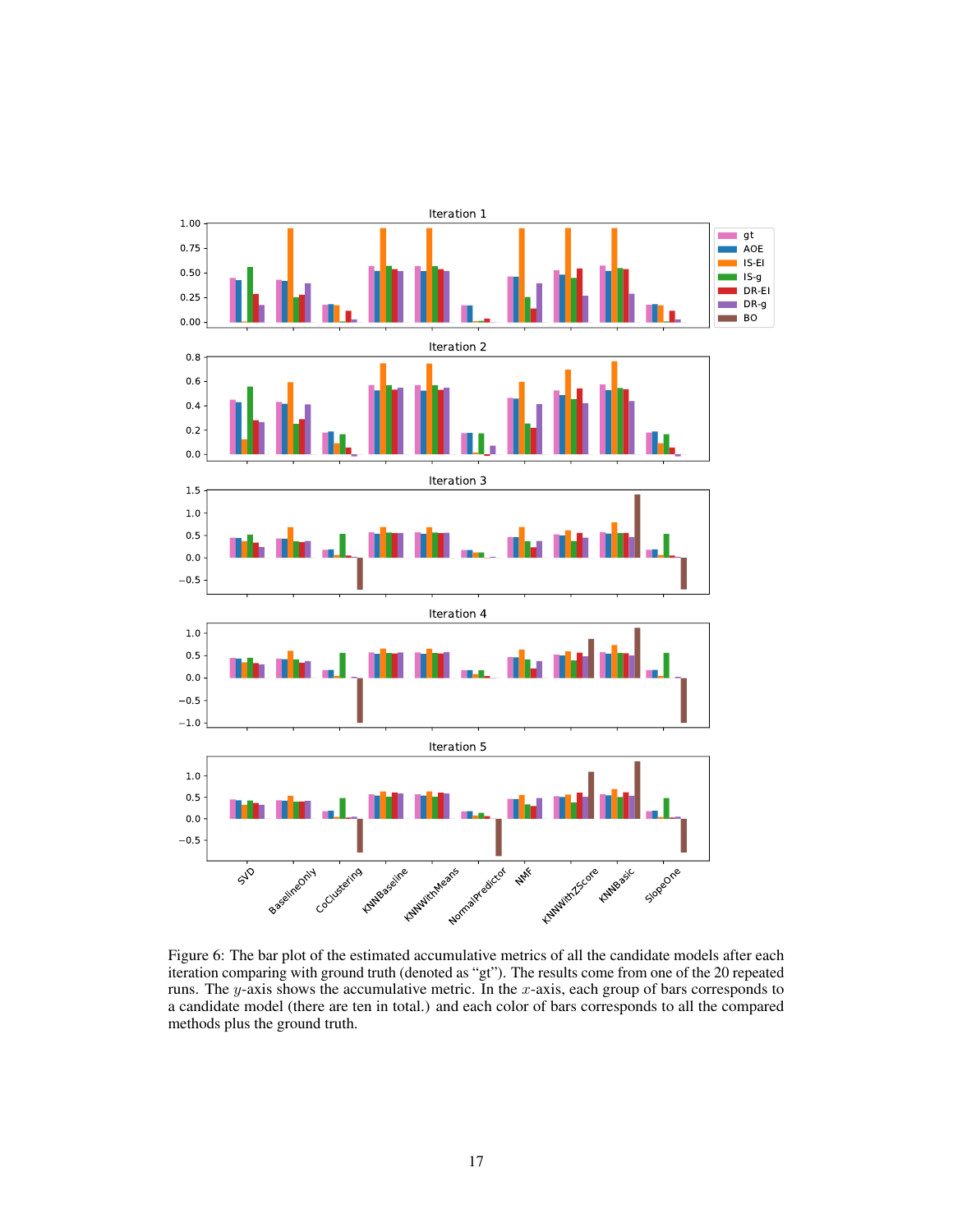Figure 6: The bar plot of the estimated accumulative metrics of all the candidate models after each iteration comparing with ground truth (denoted as "gt"). The results come from one of the 20 repeated runs. The $y$-axis shows the accumulative metric. In the $x$-axis, each group of bars corresponds to a candidate model (there are ten in total.) and each color of bars corresponds to all the compared methods plus the ground truth.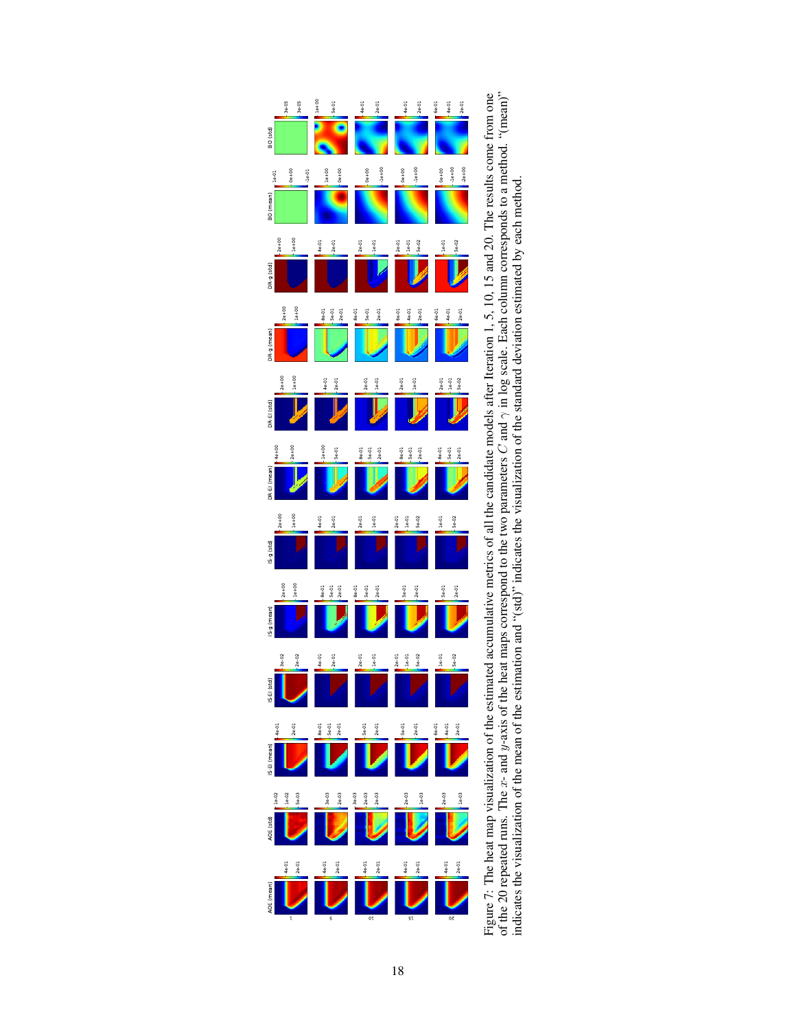AOE (mean) AOE (std) IS EI (mean) IS EI (std) IS g (mean) IS g (std) DR EI (mean) DR EI (std) DR g (mean) DR g (std) BO (mean) BO (std)

1 5 10 15 20

Figure 7: The heat map visualization of the estimated accumulative metrics of all the candidate models after Iteration 1, 5, 10, 15 and 20. The results come from one of the 20 repeated runs. The $x$- and $y$-axis of the heat maps correspond to the two parameters $C$ and $\gamma$ in log scale. Each column corresponds to a method. "(mean)" indicates the visualization of the mean of the estimation and "(std)" indicates the visualization of the standard deviation estimated by each method.